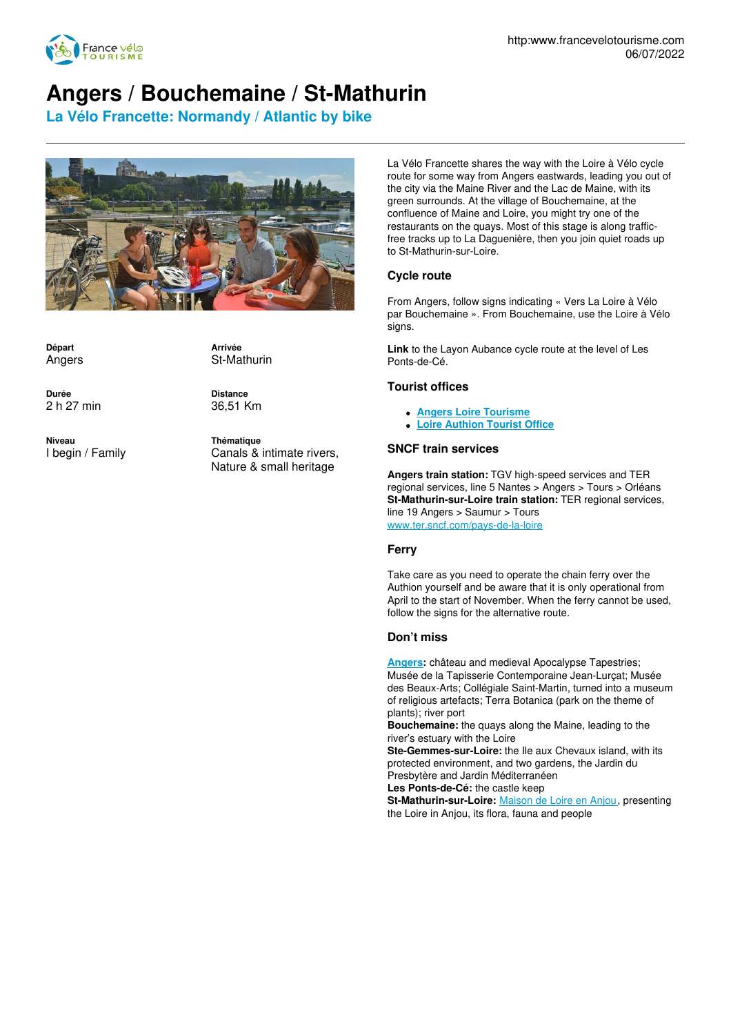# Angers / Bouchemaine / St-Mathurin

## La Vélo Francette: Normandy / Atlantic by bike

**Départ**
Angers

**Arrivée**
St-Mathurin

**Durée**
2 h 27 min

**Distance**
36,51 Km

**Niveau**
I begin / Family

**Thématique**
Canals & intimate rivers, Nature & small heritage

La Vélo Francette shares the way with the Loire à Vélo cycle route for some way from Angers eastwards, leading you out of the city via the Maine River and the Lac de Maine, with its green surrounds. At the village of Bouchemaine, at the confluence of Maine and Loire, you might try one of the restaurants on the quays. Most of this stage is along traffic-free tracks up to La Daguenière, then you join quiet roads up to St-Mathurin-sur-Loire.

### Cycle route

From Angers, follow signs indicating « Vers La Loire à Vélo par Bouchemaine ». From Bouchemaine, use the Loire à Vélo signs.

**Link** to the Layon Aubance cycle route at the level of Les Ponts-de-Cé.

### Tourist offices

- **Angers Loire Tourisme**
- **Loire Authion Tourist Office**

### SNCF train services

**Angers train station:** TGV high-speed services and TER regional services, line 5 Nantes > Angers > Tours > Orléans
**St-Mathurin-sur-Loire train station:** TER regional services, line 19 Angers > Saumur > Tours
www.ter.sncf.com/pays-de-la-loire

### Ferry

Take care as you need to operate the chain ferry over the Authion yourself and be aware that it is only operational from April to the start of November. When the ferry cannot be used, follow the signs for the alternative route.

### Don't miss

**Angers:** château and medieval Apocalypse Tapestries; Musée de la Tapisserie Contemporaine Jean-Lurçat; Musée des Beaux-Arts; Collégiale Saint-Martin, turned into a museum of religious artefacts; Terra Botanica (park on the theme of plants); river port
**Bouchemaine:** the quays along the Maine, leading to the river's estuary with the Loire
**Ste-Gemmes-sur-Loire:** the Ile aux Chevaux island, with its protected environment, and two gardens, the Jardin du Presbytère and Jardin Méditerranéen
**Les Ponts-de-Cé:** the castle keep
**St-Mathurin-sur-Loire:** Maison de Loire en Anjou, presenting the Loire in Anjou, its flora, fauna and people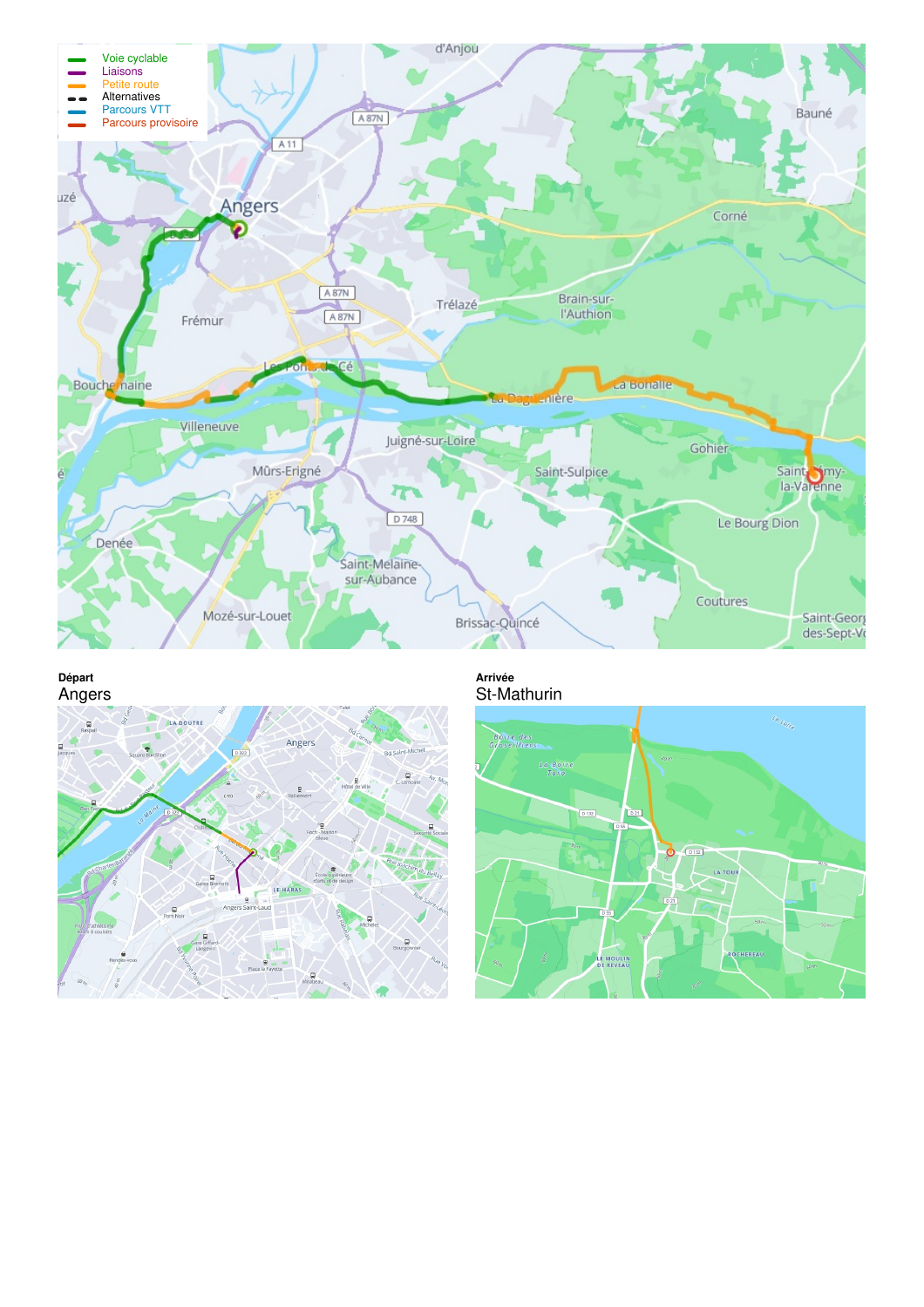Voie cyclable
Liaisons
Petite route
Alternatives
Parcours VTT
Parcours provisoire

**Départ**

Angers

**Arrivée**

St-Mathurin